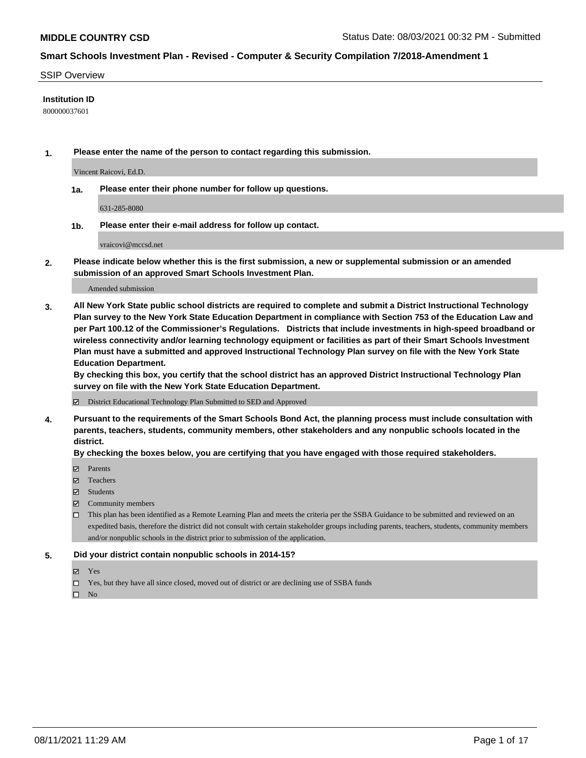**MIDDLE COUNTRY CSD** Status Date: 08/03/2021 00:32 PM - Submitted

**Smart Schools Investment Plan - Revised - Computer & Security Compilation 7/2018-Amendment 1**

SSIP Overview

**Institution ID**

800000037601

**1. Please enter the name of the person to contact regarding this submission.**

Vincent Raicovi, Ed.D.

**1a. Please enter their phone number for follow up questions.**

631-285-8080

**1b. Please enter their e-mail address for follow up contact.**

vraicovi@mccsd.net

**2. Please indicate below whether this is the first submission, a new or supplemental submission or an amended submission of an approved Smart Schools Investment Plan.**

Amended submission

**3. All New York State public school districts are required to complete and submit a District Instructional Technology Plan survey to the New York State Education Department in compliance with Section 753 of the Education Law and per Part 100.12 of the Commissioner's Regulations. Districts that include investments in high-speed broadband or wireless connectivity and/or learning technology equipment or facilities as part of their Smart Schools Investment Plan must have a submitted and approved Instructional Technology Plan survey on file with the New York State Education Department.**

**By checking this box, you certify that the school district has an approved District Instructional Technology Plan survey on file with the New York State Education Department.**

- ☑ District Educational Technology Plan Submitted to SED and Approved

**4. Pursuant to the requirements of the Smart Schools Bond Act, the planning process must include consultation with parents, teachers, students, community members, other stakeholders and any nonpublic schools located in the district.**

**By checking the boxes below, you are certifying that you have engaged with those required stakeholders.**

- ☑ Parents
- ☑ Teachers
- ☑ Students
- ☑ Community members
- ☐ This plan has been identified as a Remote Learning Plan and meets the criteria per the SSBA Guidance to be submitted and reviewed on an expedited basis, therefore the district did not consult with certain stakeholder groups including parents, teachers, students, community members and/or nonpublic schools in the district prior to submission of the application.

**5. Did your district contain nonpublic schools in 2014-15?**

- ☑ Yes
- ☐ Yes, but they have all since closed, moved out of district or are declining use of SSBA funds
- ☐ No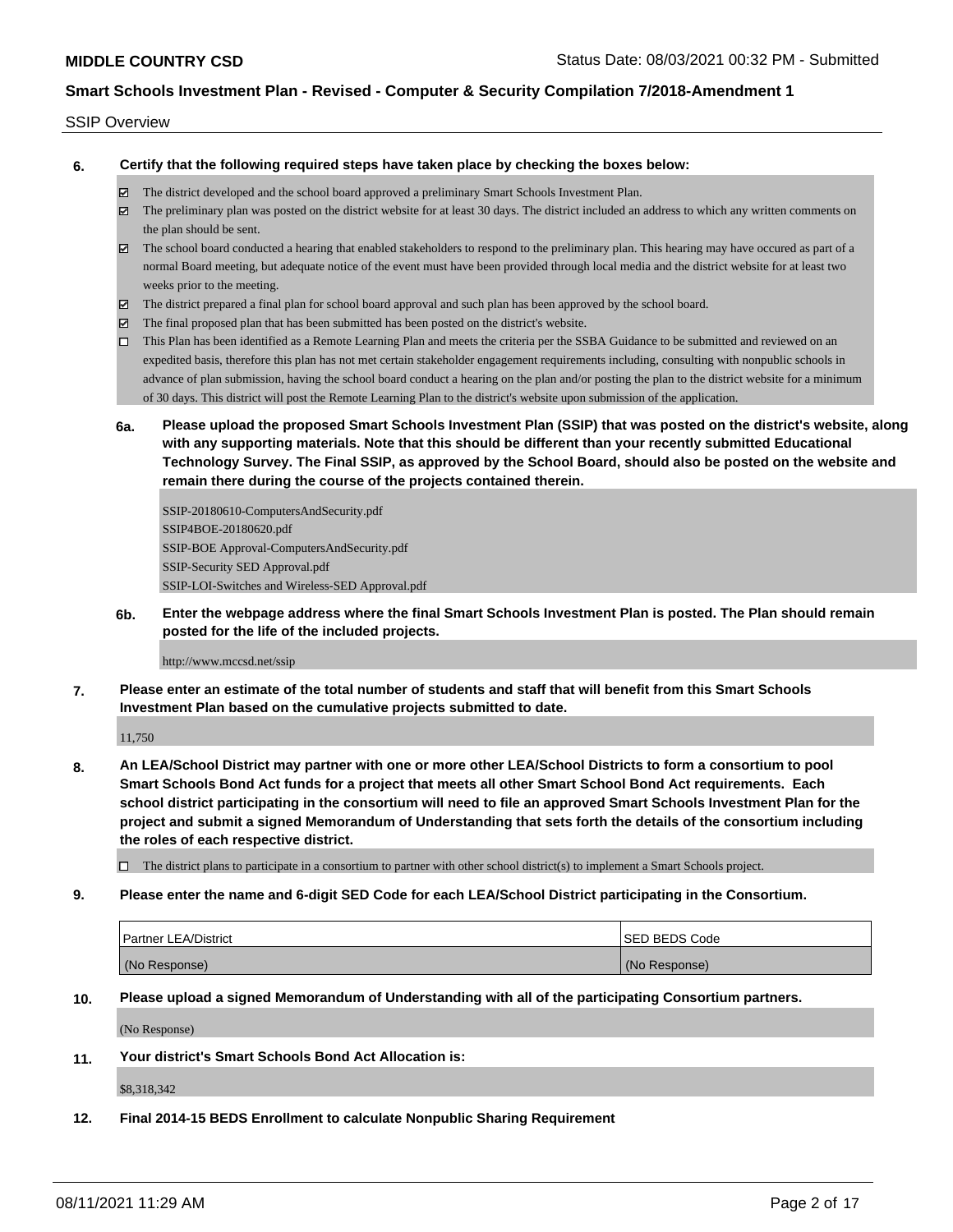SSIP Overview

**6. Certify that the following required steps have taken place by checking the boxes below:**

- ☑ The district developed and the school board approved a preliminary Smart Schools Investment Plan.
- ☑ The preliminary plan was posted on the district website for at least 30 days. The district included an address to which any written comments on the plan should be sent.
- ☑ The school board conducted a hearing that enabled stakeholders to respond to the preliminary plan. This hearing may have occured as part of a normal Board meeting, but adequate notice of the event must have been provided through local media and the district website for at least two weeks prior to the meeting.
- ☑ The district prepared a final plan for school board approval and such plan has been approved by the school board.
- ☑ The final proposed plan that has been submitted has been posted on the district's website.
- ☐ This Plan has been identified as a Remote Learning Plan and meets the criteria per the SSBA Guidance to be submitted and reviewed on an expedited basis, therefore this plan has not met certain stakeholder engagement requirements including, consulting with nonpublic schools in advance of plan submission, having the school board conduct a hearing on the plan and/or posting the plan to the district website for a minimum of 30 days. This district will post the Remote Learning Plan to the district's website upon submission of the application.

**6a. Please upload the proposed Smart Schools Investment Plan (SSIP) that was posted on the district's website, along with any supporting materials. Note that this should be different than your recently submitted Educational Technology Survey. The Final SSIP, as approved by the School Board, should also be posted on the website and remain there during the course of the projects contained therein.**

SSIP-20180610-ComputersAndSecurity.pdf
SSIP4BOE-20180620.pdf
SSIP-BOE Approval-ComputersAndSecurity.pdf
SSIP-Security SED Approval.pdf
SSIP-LOI-Switches and Wireless-SED Approval.pdf

**6b. Enter the webpage address where the final Smart Schools Investment Plan is posted. The Plan should remain posted for the life of the included projects.**

http://www.mccsd.net/ssip

**7. Please enter an estimate of the total number of students and staff that will benefit from this Smart Schools Investment Plan based on the cumulative projects submitted to date.**

11,750

**8. An LEA/School District may partner with one or more other LEA/School Districts to form a consortium to pool Smart Schools Bond Act funds for a project that meets all other Smart School Bond Act requirements. Each school district participating in the consortium will need to file an approved Smart Schools Investment Plan for the project and submit a signed Memorandum of Understanding that sets forth the details of the consortium including the roles of each respective district.**

- ☐ The district plans to participate in a consortium to partner with other school district(s) to implement a Smart Schools project.

**9. Please enter the name and 6-digit SED Code for each LEA/School District participating in the Consortium.**

| Partner LEA/District | SED BEDS Code |
|---|---|
| (No Response) | (No Response) |

**10. Please upload a signed Memorandum of Understanding with all of the participating Consortium partners.**

(No Response)

**11. Your district's Smart Schools Bond Act Allocation is:**

$8,318,342

**12. Final 2014-15 BEDS Enrollment to calculate Nonpublic Sharing Requirement**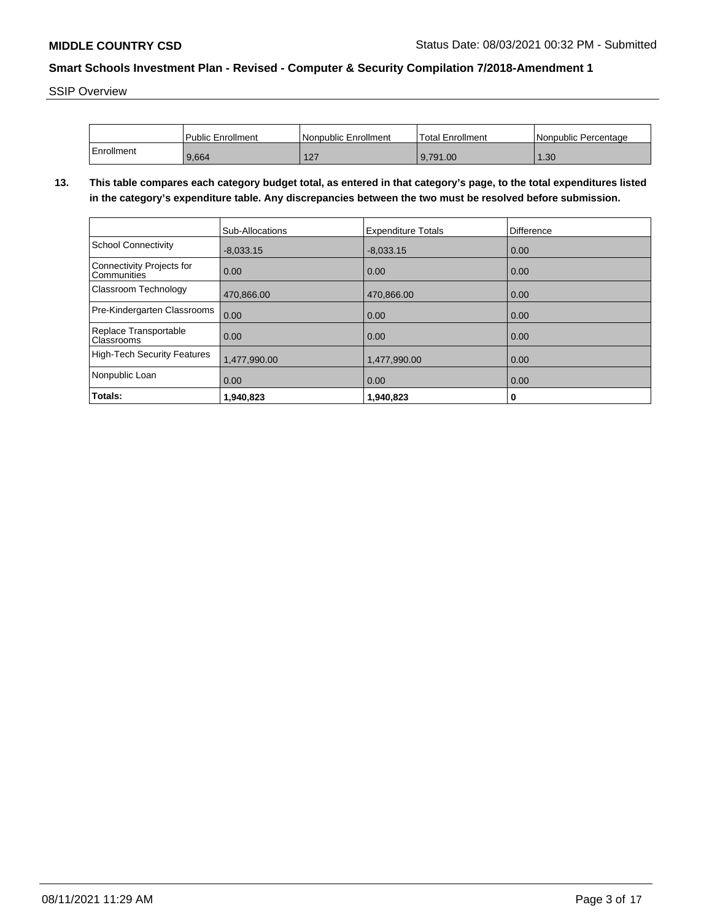SSIP Overview

| | Public Enrollment | Nonpublic Enrollment | Total Enrollment | Nonpublic Percentage |
|---|---|---|---|---|
| Enrollment | 9,664 | 127 | 9,791.00 | 1.30 |

**13. This table compares each category budget total, as entered in that category's page, to the total expenditures listed in the category's expenditure table. Any discrepancies between the two must be resolved before submission.**

| | Sub-Allocations | Expenditure Totals | Difference |
|---|---|---|---|
| School Connectivity | -8,033.15 | -8,033.15 | 0.00 |
| Connectivity Projects for Communities | 0.00 | 0.00 | 0.00 |
| Classroom Technology | 470,866.00 | 470,866.00 | 0.00 |
| Pre-Kindergarten Classrooms | 0.00 | 0.00 | 0.00 |
| Replace Transportable Classrooms | 0.00 | 0.00 | 0.00 |
| High-Tech Security Features | 1,477,990.00 | 1,477,990.00 | 0.00 |
| Nonpublic Loan | 0.00 | 0.00 | 0.00 |
| **Totals:** | **1,940,823** | **1,940,823** | **0** |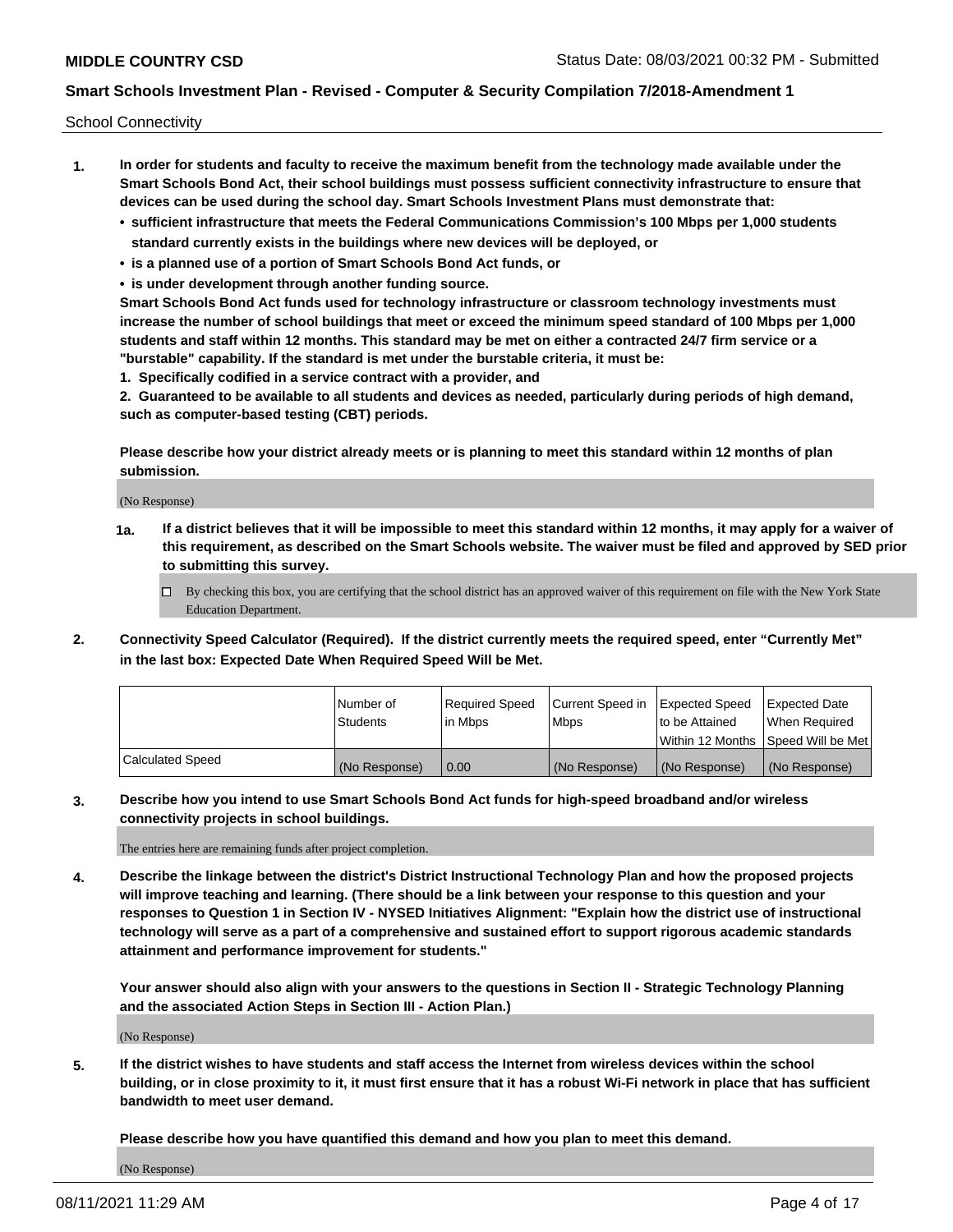School Connectivity

1. **In order for students and faculty to receive the maximum benefit from the technology made available under the Smart Schools Bond Act, their school buildings must possess sufficient connectivity infrastructure to ensure that devices can be used during the school day. Smart Schools Investment Plans must demonstrate that:**
   - **sufficient infrastructure that meets the Federal Communications Commission's 100 Mbps per 1,000 students standard currently exists in the buildings where new devices will be deployed, or**
   - **is a planned use of a portion of Smart Schools Bond Act funds, or**
   - **is under development through another funding source.**

   **Smart Schools Bond Act funds used for technology infrastructure or classroom technology investments must increase the number of school buildings that meet or exceed the minimum speed standard of 100 Mbps per 1,000 students and staff within 12 months. This standard may be met on either a contracted 24/7 firm service or a "burstable" capability. If the standard is met under the burstable criteria, it must be:**

   **1. Specifically codified in a service contract with a provider, and**

   **2. Guaranteed to be available to all students and devices as needed, particularly during periods of high demand, such as computer-based testing (CBT) periods.**

   **Please describe how your district already meets or is planning to meet this standard within 12 months of plan submission.**

   (No Response)

   **1a. If a district believes that it will be impossible to meet this standard within 12 months, it may apply for a waiver of this requirement, as described on the Smart Schools website. The waiver must be filed and approved by SED prior to submitting this survey.**

   ☐ By checking this box, you are certifying that the school district has an approved waiver of this requirement on file with the New York State Education Department.

2. **Connectivity Speed Calculator (Required). If the district currently meets the required speed, enter "Currently Met" in the last box: Expected Date When Required Speed Will be Met.**

| | Number of Students | Required Speed in Mbps | Current Speed in Mbps | Expected Speed to be Attained Within 12 Months | Expected Date When Required Speed Will be Met |
|---|---|---|---|---|---|
| Calculated Speed | (No Response) | 0.00 | (No Response) | (No Response) | (No Response) |

3. **Describe how you intend to use Smart Schools Bond Act funds for high-speed broadband and/or wireless connectivity projects in school buildings.**

   The entries here are remaining funds after project completion.

4. **Describe the linkage between the district's District Instructional Technology Plan and how the proposed projects will improve teaching and learning. (There should be a link between your response to this question and your responses to Question 1 in Section IV - NYSED Initiatives Alignment: "Explain how the district use of instructional technology will serve as a part of a comprehensive and sustained effort to support rigorous academic standards attainment and performance improvement for students."**

   **Your answer should also align with your answers to the questions in Section II - Strategic Technology Planning and the associated Action Steps in Section III - Action Plan.)**

   (No Response)

5. **If the district wishes to have students and staff access the Internet from wireless devices within the school building, or in close proximity to it, it must first ensure that it has a robust Wi-Fi network in place that has sufficient bandwidth to meet user demand.**

   **Please describe how you have quantified this demand and how you plan to meet this demand.**

   (No Response)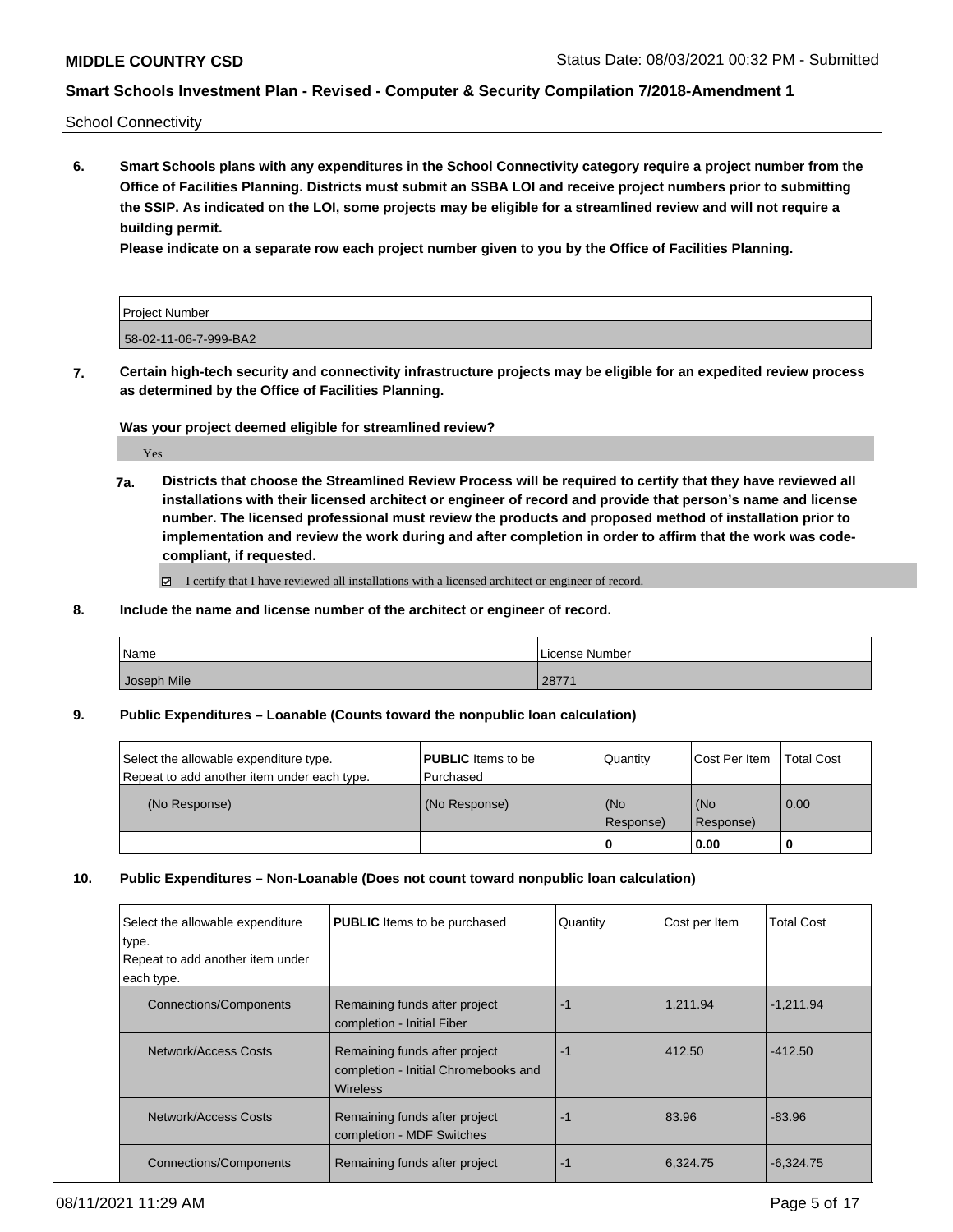School Connectivity

**6. Smart Schools plans with any expenditures in the School Connectivity category require a project number from the Office of Facilities Planning. Districts must submit an SSBA LOI and receive project numbers prior to submitting the SSIP. As indicated on the LOI, some projects may be eligible for a streamlined review and will not require a building permit.**

**Please indicate on a separate row each project number given to you by the Office of Facilities Planning.**

| Project Number |
| --- |
| 58-02-11-06-7-999-BA2 |

**7. Certain high-tech security and connectivity infrastructure projects may be eligible for an expedited review process as determined by the Office of Facilities Planning.**

**Was your project deemed eligible for streamlined review?**

Yes

**7a. Districts that choose the Streamlined Review Process will be required to certify that they have reviewed all installations with their licensed architect or engineer of record and provide that person's name and license number. The licensed professional must review the products and proposed method of installation prior to implementation and review the work during and after completion in order to affirm that the work was code-compliant, if requested.**

☑ I certify that I have reviewed all installations with a licensed architect or engineer of record.

**8. Include the name and license number of the architect or engineer of record.**

| Name | License Number |
| --- | --- |
| Joseph Mile | 28771 |

**9. Public Expenditures – Loanable (Counts toward the nonpublic loan calculation)**

| Select the allowable expenditure type. Repeat to add another item under each type. | **PUBLIC** Items to be Purchased | Quantity | Cost Per Item | Total Cost |
| --- | --- | --- | --- | --- |
| (No Response) | (No Response) | (No Response) | (No Response) | 0.00 |
| | | **0** | **0.00** | **0** |

**10. Public Expenditures – Non-Loanable (Does not count toward nonpublic loan calculation)**

| Select the allowable expenditure type. Repeat to add another item under each type. | **PUBLIC** Items to be purchased | Quantity | Cost per Item | Total Cost |
| --- | --- | --- | --- | --- |
| Connections/Components | Remaining funds after project completion - Initial Fiber | -1 | 1,211.94 | -1,211.94 |
| Network/Access Costs | Remaining funds after project completion - Initial Chromebooks and Wireless | -1 | 412.50 | -412.50 |
| Network/Access Costs | Remaining funds after project completion - MDF Switches | -1 | 83.96 | -83.96 |
| Connections/Components | Remaining funds after project | -1 | 6,324.75 | -6,324.75 |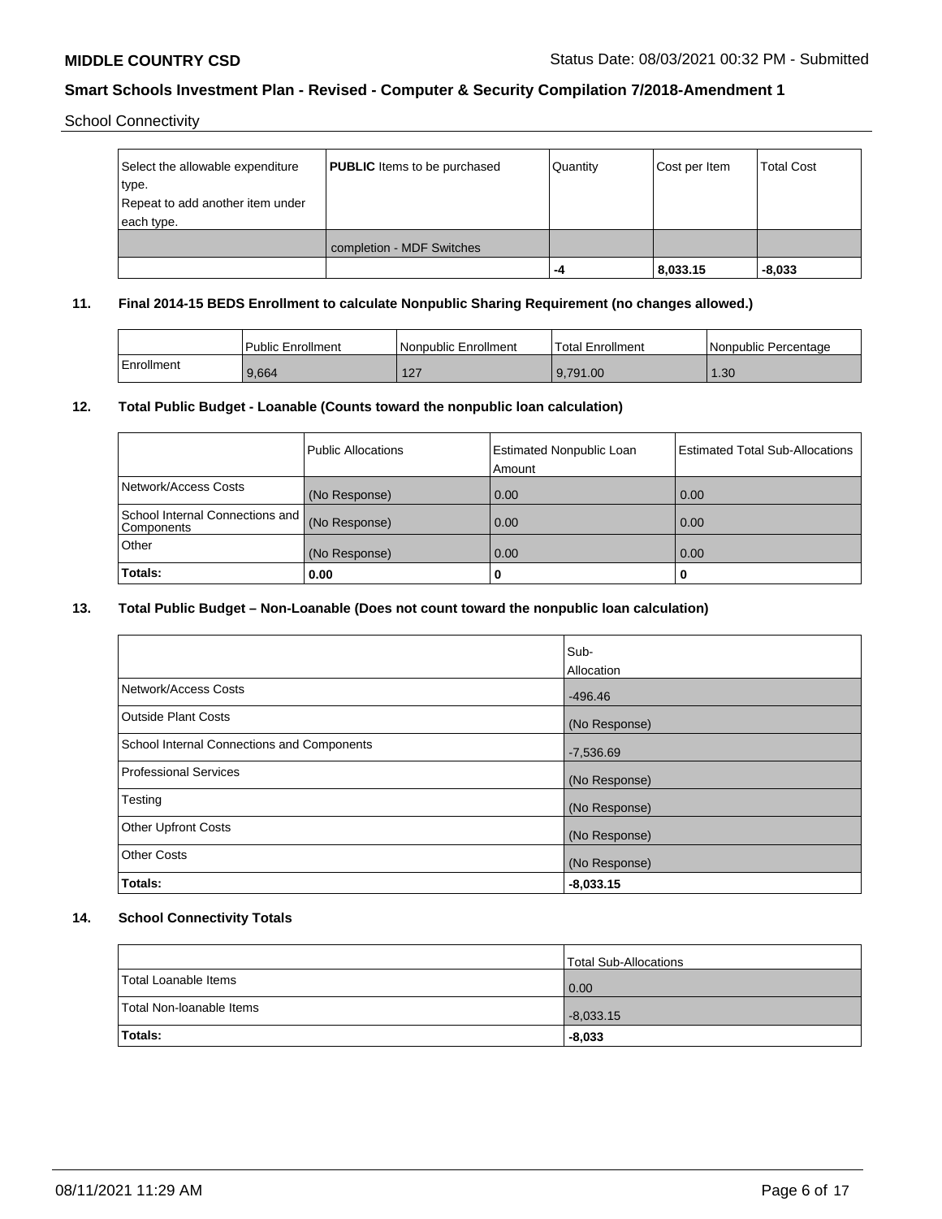School Connectivity

| Select the allowable expenditure type. Repeat to add another item under each type. | **PUBLIC** Items to be purchased | Quantity | Cost per Item | Total Cost |
|---|---|---|---|---|
| | completion - MDF Switches | | | |
| | | **-4** | **8,033.15** | **-8,033** |

## 11. Final 2014-15 BEDS Enrollment to calculate Nonpublic Sharing Requirement (no changes allowed.)

| | Public Enrollment | Nonpublic Enrollment | Total Enrollment | Nonpublic Percentage |
|---|---|---|---|---|
| Enrollment | 9,664 | 127 | 9,791.00 | 1.30 |

## 12. Total Public Budget - Loanable (Counts toward the nonpublic loan calculation)

| | Public Allocations | Estimated Nonpublic Loan Amount | Estimated Total Sub-Allocations |
|---|---|---|---|
| Network/Access Costs | (No Response) | 0.00 | 0.00 |
| School Internal Connections and Components | (No Response) | 0.00 | 0.00 |
| Other | (No Response) | 0.00 | 0.00 |
| **Totals:** | **0.00** | **0** | **0** |

## 13. Total Public Budget – Non-Loanable (Does not count toward the nonpublic loan calculation)

| | Sub-Allocation |
|---|---|
| Network/Access Costs | -496.46 |
| Outside Plant Costs | (No Response) |
| School Internal Connections and Components | -7,536.69 |
| Professional Services | (No Response) |
| Testing | (No Response) |
| Other Upfront Costs | (No Response) |
| Other Costs | (No Response) |
| **Totals:** | **-8,033.15** |

## 14. School Connectivity Totals

| | Total Sub-Allocations |
|---|---|
| Total Loanable Items | 0.00 |
| Total Non-loanable Items | -8,033.15 |
| **Totals:** | **-8,033** |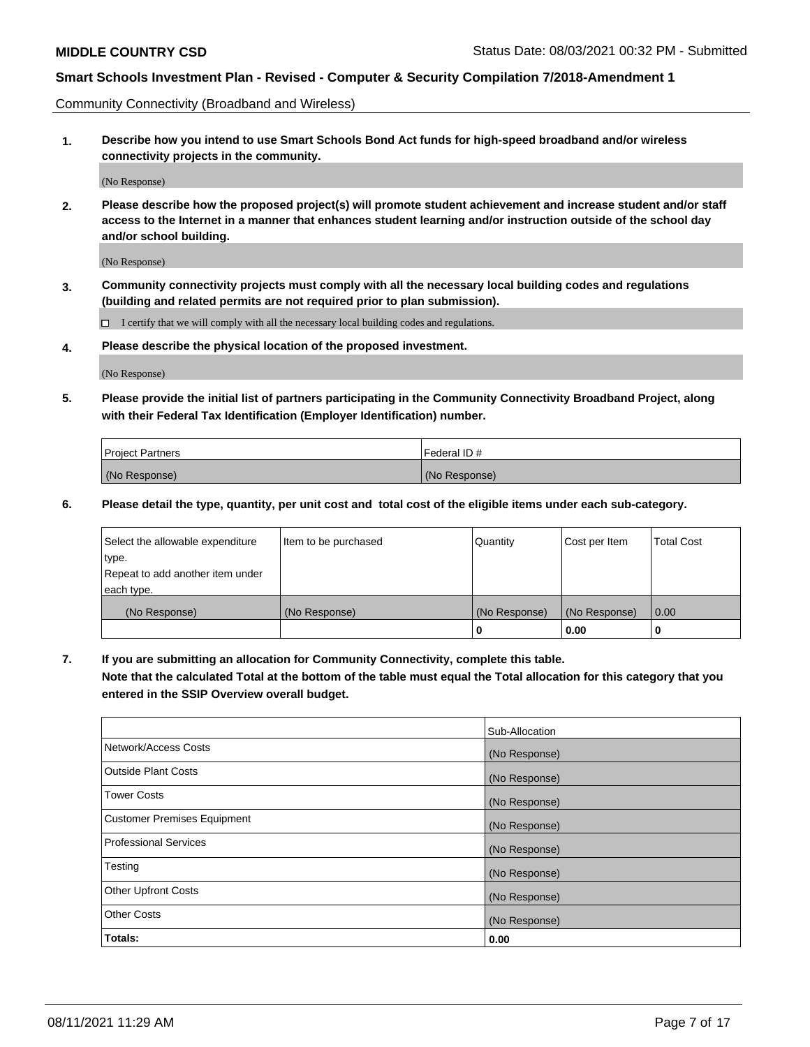Community Connectivity (Broadband and Wireless)

**1. Describe how you intend to use Smart Schools Bond Act funds for high-speed broadband and/or wireless connectivity projects in the community.**

(No Response)

**2. Please describe how the proposed project(s) will promote student achievement and increase student and/or staff access to the Internet in a manner that enhances student learning and/or instruction outside of the school day and/or school building.**

(No Response)

**3. Community connectivity projects must comply with all the necessary local building codes and regulations (building and related permits are not required prior to plan submission).**

☐ I certify that we will comply with all the necessary local building codes and regulations.

**4. Please describe the physical location of the proposed investment.**

(No Response)

**5. Please provide the initial list of partners participating in the Community Connectivity Broadband Project, along with their Federal Tax Identification (Employer Identification) number.**

| Project Partners | Federal ID # |
|---|---|
| (No Response) | (No Response) |

**6. Please detail the type, quantity, per unit cost and total cost of the eligible items under each sub-category.**

| Select the allowable expenditure type. Repeat to add another item under each type. | Item to be purchased | Quantity | Cost per Item | Total Cost |
|---|---|---|---|---|
| (No Response) | (No Response) | (No Response) | (No Response) | 0.00 |
| | | **0** | **0.00** | **0** |

**7. If you are submitting an allocation for Community Connectivity, complete this table. Note that the calculated Total at the bottom of the table must equal the Total allocation for this category that you entered in the SSIP Overview overall budget.**

| | Sub-Allocation |
|---|---|
| Network/Access Costs | (No Response) |
| Outside Plant Costs | (No Response) |
| Tower Costs | (No Response) |
| Customer Premises Equipment | (No Response) |
| Professional Services | (No Response) |
| Testing | (No Response) |
| Other Upfront Costs | (No Response) |
| Other Costs | (No Response) |
| **Totals:** | **0.00** |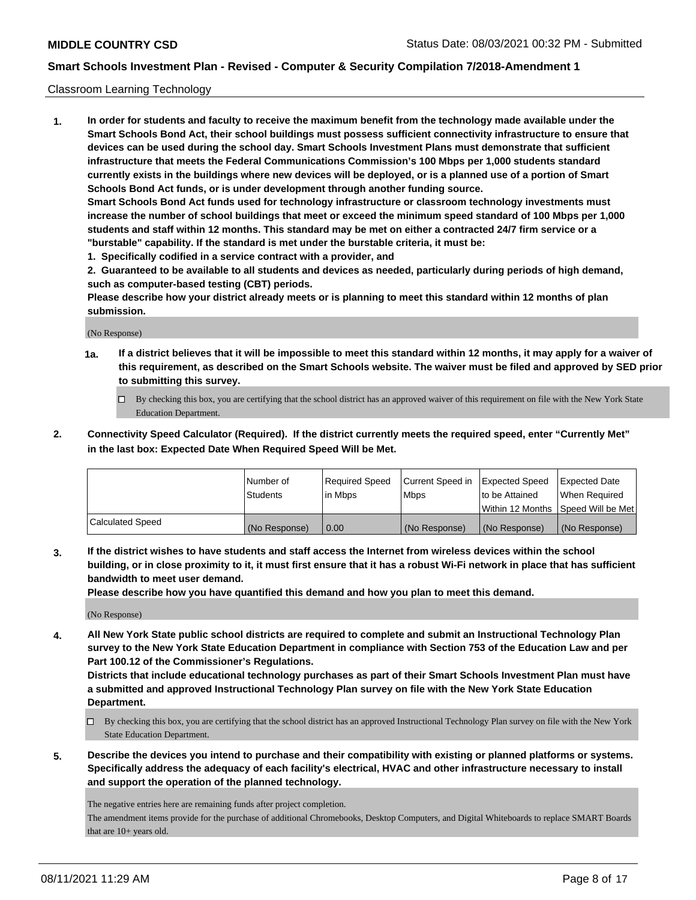Classroom Learning Technology

1. **In order for students and faculty to receive the maximum benefit from the technology made available under the Smart Schools Bond Act, their school buildings must possess sufficient connectivity infrastructure to ensure that devices can be used during the school day. Smart Schools Investment Plans must demonstrate that sufficient infrastructure that meets the Federal Communications Commission's 100 Mbps per 1,000 students standard currently exists in the buildings where new devices will be deployed, or is a planned use of a portion of Smart Schools Bond Act funds, or is under development through another funding source.**

   **Smart Schools Bond Act funds used for technology infrastructure or classroom technology investments must increase the number of school buildings that meet or exceed the minimum speed standard of 100 Mbps per 1,000 students and staff within 12 months. This standard may be met on either a contracted 24/7 firm service or a "burstable" capability. If the standard is met under the burstable criteria, it must be:**

   **1. Specifically codified in a service contract with a provider, and**

   **2. Guaranteed to be available to all students and devices as needed, particularly during periods of high demand, such as computer-based testing (CBT) periods.**

   **Please describe how your district already meets or is planning to meet this standard within 12 months of plan submission.**

   (No Response)

   **1a. If a district believes that it will be impossible to meet this standard within 12 months, it may apply for a waiver of this requirement, as described on the Smart Schools website. The waiver must be filed and approved by SED prior to submitting this survey.**

   ☐ By checking this box, you are certifying that the school district has an approved waiver of this requirement on file with the New York State Education Department.

2. **Connectivity Speed Calculator (Required). If the district currently meets the required speed, enter "Currently Met" in the last box: Expected Date When Required Speed Will be Met.**

| | Number of Students | Required Speed in Mbps | Current Speed in Mbps | Expected Speed to be Attained Within 12 Months | Expected Date When Required Speed Will be Met |
|---|---|---|---|---|---|
| Calculated Speed | (No Response) | 0.00 | (No Response) | (No Response) | (No Response) |

3. **If the district wishes to have students and staff access the Internet from wireless devices within the school building, or in close proximity to it, it must first ensure that it has a robust Wi-Fi network in place that has sufficient bandwidth to meet user demand.**

   **Please describe how you have quantified this demand and how you plan to meet this demand.**

   (No Response)

4. **All New York State public school districts are required to complete and submit an Instructional Technology Plan survey to the New York State Education Department in compliance with Section 753 of the Education Law and per Part 100.12 of the Commissioner's Regulations.**

   **Districts that include educational technology purchases as part of their Smart Schools Investment Plan must have a submitted and approved Instructional Technology Plan survey on file with the New York State Education Department.**

   ☐ By checking this box, you are certifying that the school district has an approved Instructional Technology Plan survey on file with the New York State Education Department.

5. **Describe the devices you intend to purchase and their compatibility with existing or planned platforms or systems. Specifically address the adequacy of each facility's electrical, HVAC and other infrastructure necessary to install and support the operation of the planned technology.**

   The negative entries here are remaining funds after project completion.

   The amendment items provide for the purchase of additional Chromebooks, Desktop Computers, and Digital Whiteboards to replace SMART Boards that are 10+ years old.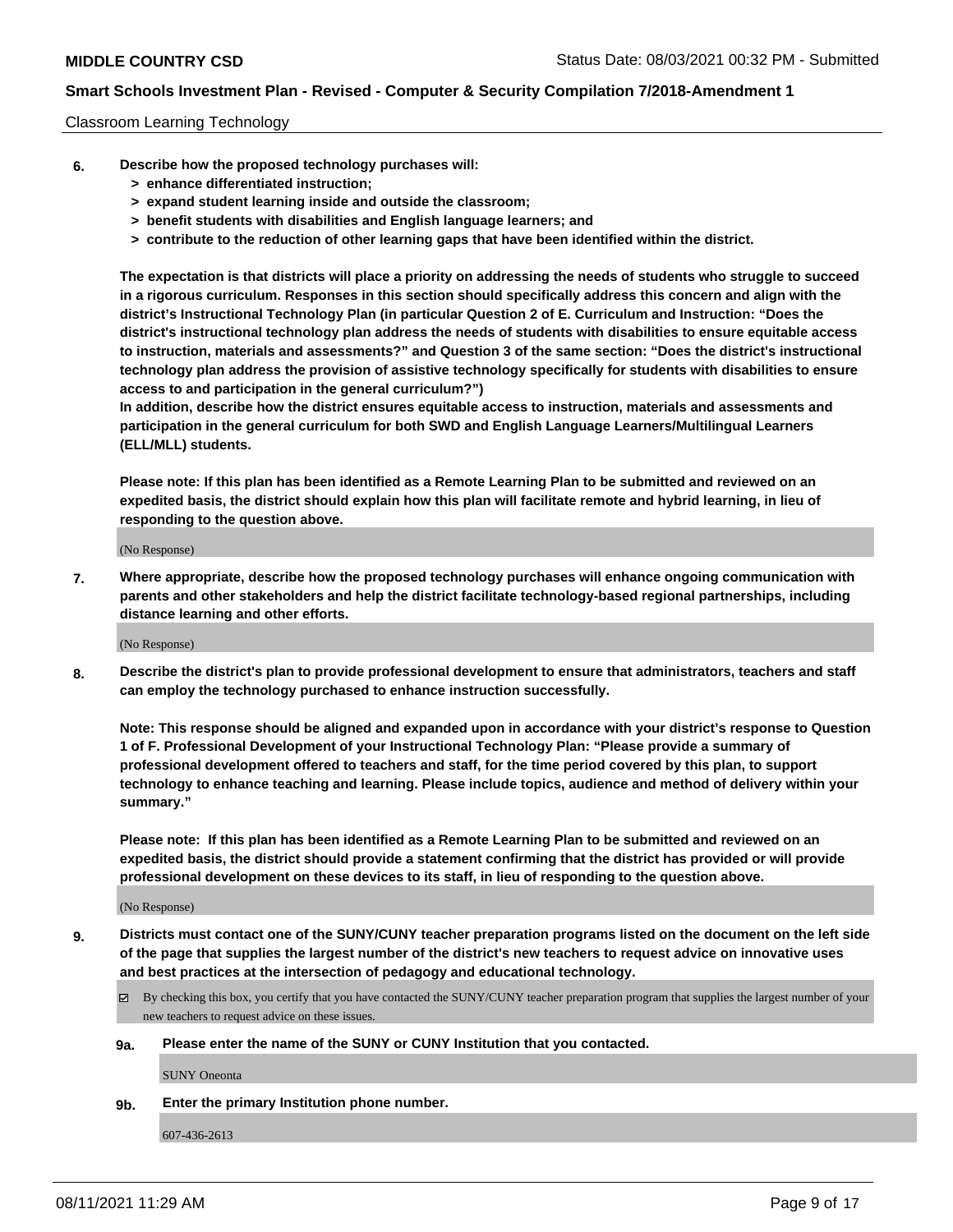Classroom Learning Technology

6. **Describe how the proposed technology purchases will:**
   - **> enhance differentiated instruction;**
   - **> expand student learning inside and outside the classroom;**
   - **> benefit students with disabilities and English language learners; and**
   - **> contribute to the reduction of other learning gaps that have been identified within the district.**

   **The expectation is that districts will place a priority on addressing the needs of students who struggle to succeed in a rigorous curriculum. Responses in this section should specifically address this concern and align with the district's Instructional Technology Plan (in particular Question 2 of E. Curriculum and Instruction: "Does the district's instructional technology plan address the needs of students with disabilities to ensure equitable access to instruction, materials and assessments?" and Question 3 of the same section: "Does the district's instructional technology plan address the provision of assistive technology specifically for students with disabilities to ensure access to and participation in the general curriculum?")**

   **In addition, describe how the district ensures equitable access to instruction, materials and assessments and participation in the general curriculum for both SWD and English Language Learners/Multilingual Learners (ELL/MLL) students.**

   **Please note: If this plan has been identified as a Remote Learning Plan to be submitted and reviewed on an expedited basis, the district should explain how this plan will facilitate remote and hybrid learning, in lieu of responding to the question above.**

   (No Response)

7. **Where appropriate, describe how the proposed technology purchases will enhance ongoing communication with parents and other stakeholders and help the district facilitate technology-based regional partnerships, including distance learning and other efforts.**

   (No Response)

8. **Describe the district's plan to provide professional development to ensure that administrators, teachers and staff can employ the technology purchased to enhance instruction successfully.**

   **Note: This response should be aligned and expanded upon in accordance with your district's response to Question 1 of F. Professional Development of your Instructional Technology Plan: "Please provide a summary of professional development offered to teachers and staff, for the time period covered by this plan, to support technology to enhance teaching and learning. Please include topics, audience and method of delivery within your summary."**

   **Please note: If this plan has been identified as a Remote Learning Plan to be submitted and reviewed on an expedited basis, the district should provide a statement confirming that the district has provided or will provide professional development on these devices to its staff, in lieu of responding to the question above.**

   (No Response)

9. **Districts must contact one of the SUNY/CUNY teacher preparation programs listed on the document on the left side of the page that supplies the largest number of the district's new teachers to request advice on innovative uses and best practices at the intersection of pedagogy and educational technology.**

   ☑ By checking this box, you certify that you have contacted the SUNY/CUNY teacher preparation program that supplies the largest number of your new teachers to request advice on these issues.

   **9a. Please enter the name of the SUNY or CUNY Institution that you contacted.**

   SUNY Oneonta

   **9b. Enter the primary Institution phone number.**

   607-436-2613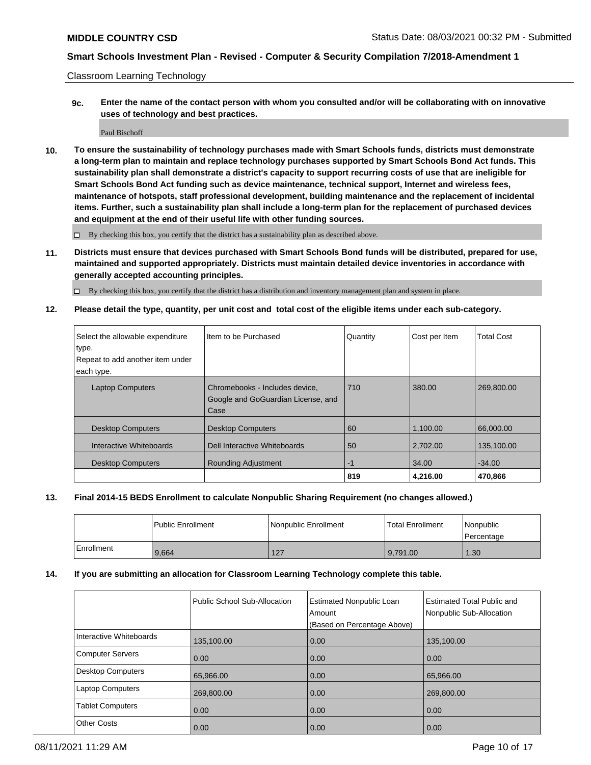Classroom Learning Technology

**9c. Enter the name of the contact person with whom you consulted and/or will be collaborating with on innovative uses of technology and best practices.**

Paul Bischoff

**10. To ensure the sustainability of technology purchases made with Smart Schools funds, districts must demonstrate a long-term plan to maintain and replace technology purchases supported by Smart Schools Bond Act funds. This sustainability plan shall demonstrate a district's capacity to support recurring costs of use that are ineligible for Smart Schools Bond Act funding such as device maintenance, technical support, Internet and wireless fees, maintenance of hotspots, staff professional development, building maintenance and the replacement of incidental items. Further, such a sustainability plan shall include a long-term plan for the replacement of purchased devices and equipment at the end of their useful life with other funding sources.**

☐ By checking this box, you certify that the district has a sustainability plan as described above.

**11. Districts must ensure that devices purchased with Smart Schools Bond funds will be distributed, prepared for use, maintained and supported appropriately. Districts must maintain detailed device inventories in accordance with generally accepted accounting principles.**

☐ By checking this box, you certify that the district has a distribution and inventory management plan and system in place.

**12. Please detail the type, quantity, per unit cost and total cost of the eligible items under each sub-category.**

| Select the allowable expenditure type. Repeat to add another item under each type. | Item to be Purchased | Quantity | Cost per Item | Total Cost |
|---|---|---|---|---|
| Laptop Computers | Chromebooks - Includes device, Google and GoGuardian License, and Case | 710 | 380.00 | 269,800.00 |
| Desktop Computers | Desktop Computers | 60 | 1,100.00 | 66,000.00 |
| Interactive Whiteboards | Dell Interactive Whiteboards | 50 | 2,702.00 | 135,100.00 |
| Desktop Computers | Rounding Adjustment | -1 | 34.00 | -34.00 |
| | | **819** | **4,216.00** | **470,866** |

**13. Final 2014-15 BEDS Enrollment to calculate Nonpublic Sharing Requirement (no changes allowed.)**

| | Public Enrollment | Nonpublic Enrollment | Total Enrollment | Nonpublic Percentage |
|---|---|---|---|---|
| Enrollment | 9,664 | 127 | 9,791.00 | 1.30 |

**14. If you are submitting an allocation for Classroom Learning Technology complete this table.**

| | Public School Sub-Allocation | Estimated Nonpublic Loan Amount (Based on Percentage Above) | Estimated Total Public and Nonpublic Sub-Allocation |
|---|---|---|---|
| Interactive Whiteboards | 135,100.00 | 0.00 | 135,100.00 |
| Computer Servers | 0.00 | 0.00 | 0.00 |
| Desktop Computers | 65,966.00 | 0.00 | 65,966.00 |
| Laptop Computers | 269,800.00 | 0.00 | 269,800.00 |
| Tablet Computers | 0.00 | 0.00 | 0.00 |
| Other Costs | 0.00 | 0.00 | 0.00 |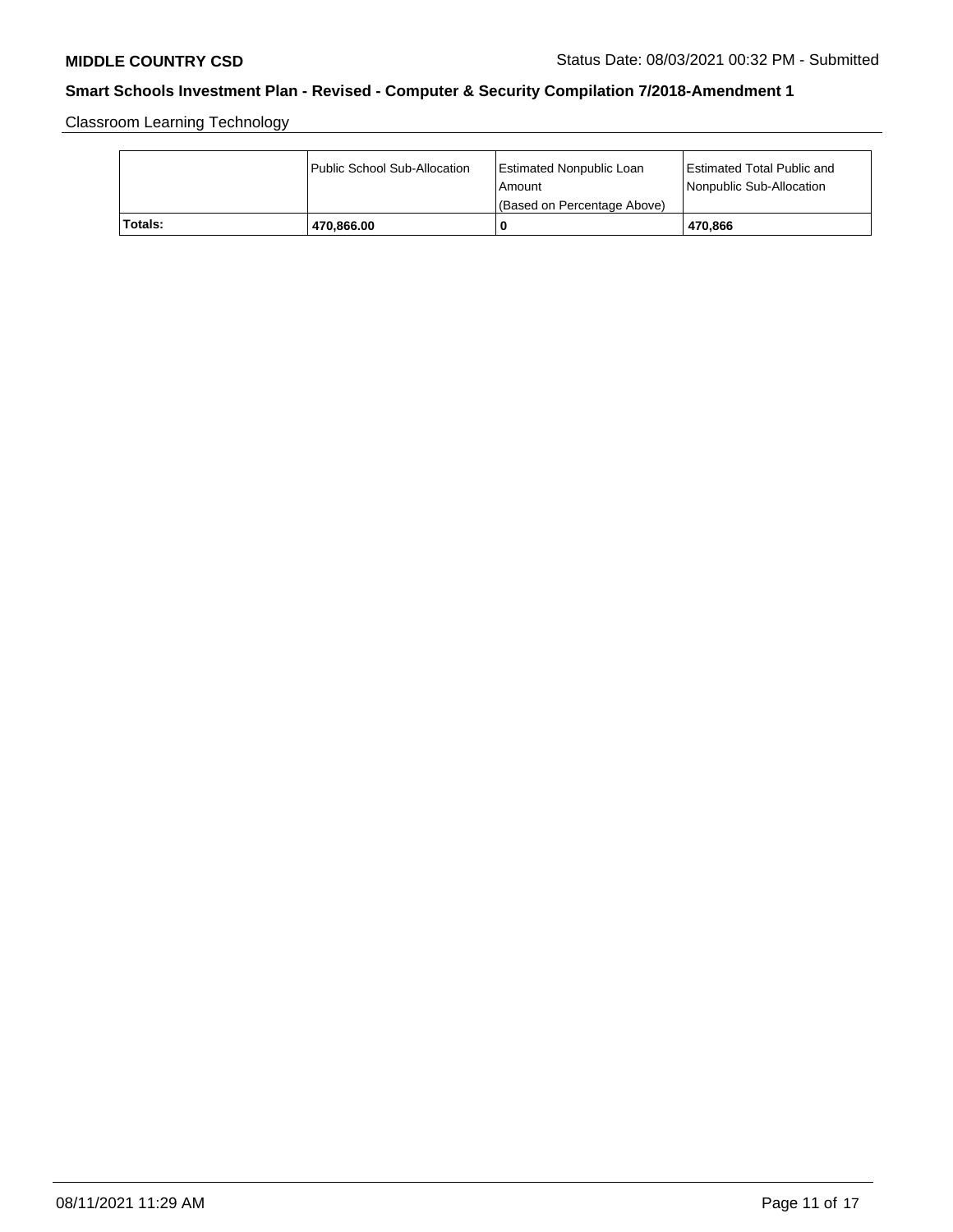Classroom Learning Technology

| | Public School Sub-Allocation | Estimated Nonpublic Loan Amount (Based on Percentage Above) | Estimated Total Public and Nonpublic Sub-Allocation |
|---|---|---|---|
| **Totals:** | **470,866.00** | **0** | **470,866** |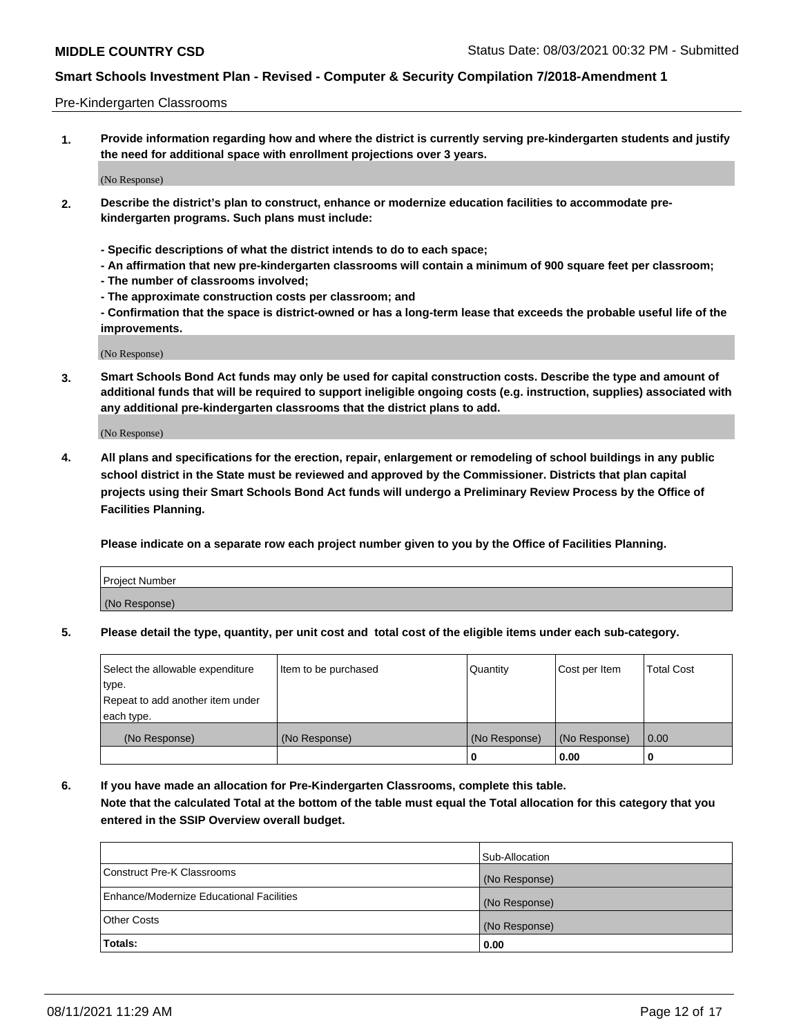Pre-Kindergarten Classrooms

**1. Provide information regarding how and where the district is currently serving pre-kindergarten students and justify the need for additional space with enrollment projections over 3 years.**

(No Response)

**2. Describe the district's plan to construct, enhance or modernize education facilities to accommodate pre-kindergarten programs. Such plans must include:**

**- Specific descriptions of what the district intends to do to each space;**
**- An affirmation that new pre-kindergarten classrooms will contain a minimum of 900 square feet per classroom;**
**- The number of classrooms involved;**
**- The approximate construction costs per classroom; and**
**- Confirmation that the space is district-owned or has a long-term lease that exceeds the probable useful life of the improvements.**

(No Response)

**3. Smart Schools Bond Act funds may only be used for capital construction costs. Describe the type and amount of additional funds that will be required to support ineligible ongoing costs (e.g. instruction, supplies) associated with any additional pre-kindergarten classrooms that the district plans to add.**

(No Response)

**4. All plans and specifications for the erection, repair, enlargement or remodeling of school buildings in any public school district in the State must be reviewed and approved by the Commissioner. Districts that plan capital projects using their Smart Schools Bond Act funds will undergo a Preliminary Review Process by the Office of Facilities Planning.**

**Please indicate on a separate row each project number given to you by the Office of Facilities Planning.**

| Project Number |
|---|
| (No Response) |

**5. Please detail the type, quantity, per unit cost and total cost of the eligible items under each sub-category.**

| Select the allowable expenditure type. Repeat to add another item under each type. | Item to be purchased | Quantity | Cost per Item | Total Cost |
|---|---|---|---|---|
| (No Response) | (No Response) | (No Response) | (No Response) | 0.00 |
| | | 0 | 0.00 | 0 |

**6. If you have made an allocation for Pre-Kindergarten Classrooms, complete this table. Note that the calculated Total at the bottom of the table must equal the Total allocation for this category that you entered in the SSIP Overview overall budget.**

| | Sub-Allocation |
|---|---|
| Construct Pre-K Classrooms | (No Response) |
| Enhance/Modernize Educational Facilities | (No Response) |
| Other Costs | (No Response) |
| **Totals:** | **0.00** |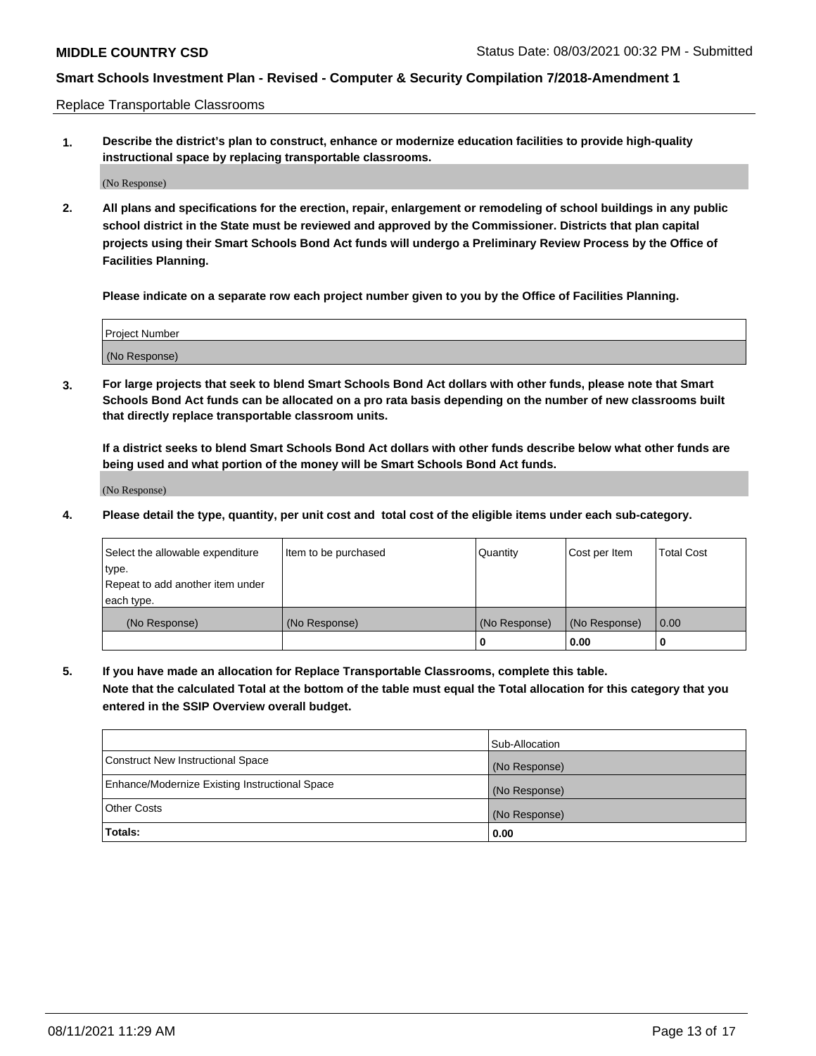Replace Transportable Classrooms

**1. Describe the district's plan to construct, enhance or modernize education facilities to provide high-quality instructional space by replacing transportable classrooms.**

(No Response)

**2. All plans and specifications for the erection, repair, enlargement or remodeling of school buildings in any public school district in the State must be reviewed and approved by the Commissioner. Districts that plan capital projects using their Smart Schools Bond Act funds will undergo a Preliminary Review Process by the Office of Facilities Planning.**

**Please indicate on a separate row each project number given to you by the Office of Facilities Planning.**

| Project Number |
| --- |
| (No Response) |

**3. For large projects that seek to blend Smart Schools Bond Act dollars with other funds, please note that Smart Schools Bond Act funds can be allocated on a pro rata basis depending on the number of new classrooms built that directly replace transportable classroom units.**

**If a district seeks to blend Smart Schools Bond Act dollars with other funds describe below what other funds are being used and what portion of the money will be Smart Schools Bond Act funds.**

(No Response)

**4. Please detail the type, quantity, per unit cost and total cost of the eligible items under each sub-category.**

| Select the allowable expenditure type. Repeat to add another item under each type. | Item to be purchased | Quantity | Cost per Item | Total Cost |
| --- | --- | --- | --- | --- |
| (No Response) | (No Response) | (No Response) | (No Response) | 0.00 |
| | | 0 | 0.00 | 0 |

**5. If you have made an allocation for Replace Transportable Classrooms, complete this table. Note that the calculated Total at the bottom of the table must equal the Total allocation for this category that you entered in the SSIP Overview overall budget.**

| | Sub-Allocation |
| --- | --- |
| Construct New Instructional Space | (No Response) |
| Enhance/Modernize Existing Instructional Space | (No Response) |
| Other Costs | (No Response) |
| **Totals:** | **0.00** |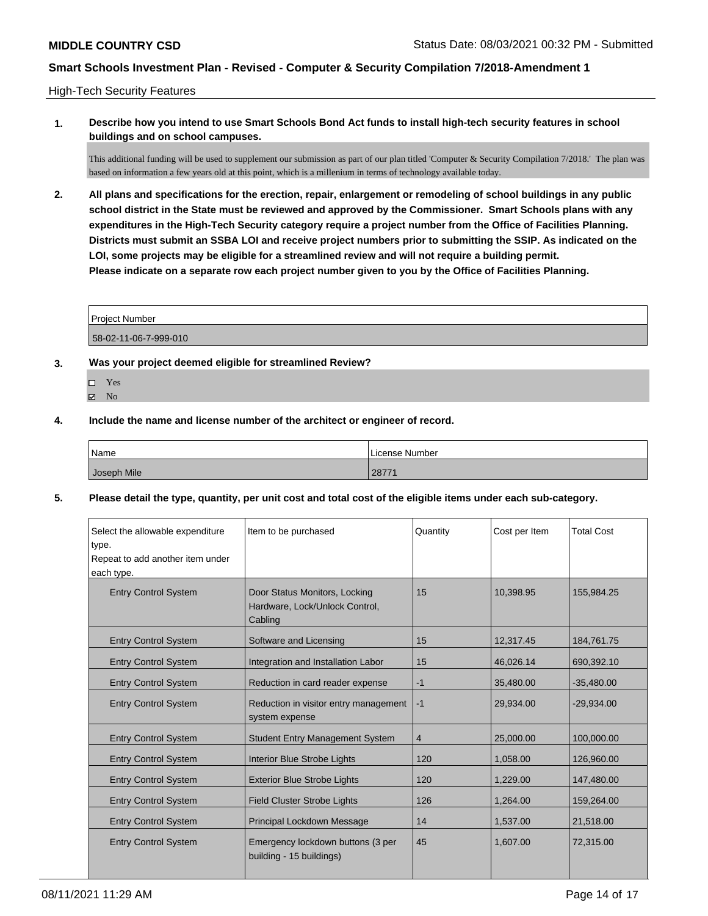**MIDDLE COUNTRY CSD** Status Date: 08/03/2021 00:32 PM - Submitted

**Smart Schools Investment Plan - Revised - Computer & Security Compilation 7/2018-Amendment 1**

High-Tech Security Features

**1. Describe how you intend to use Smart Schools Bond Act funds to install high-tech security features in school buildings and on school campuses.**

This additional funding will be used to supplement our submission as part of our plan titled 'Computer & Security Compilation 7/2018.' The plan was based on information a few years old at this point, which is a millenium in terms of technology available today.

**2. All plans and specifications for the erection, repair, enlargement or remodeling of school buildings in any public school district in the State must be reviewed and approved by the Commissioner. Smart Schools plans with any expenditures in the High-Tech Security category require a project number from the Office of Facilities Planning. Districts must submit an SSBA LOI and receive project numbers prior to submitting the SSIP. As indicated on the LOI, some projects may be eligible for a streamlined review and will not require a building permit. Please indicate on a separate row each project number given to you by the Office of Facilities Planning.**

| Project Number |
|---|
| 58-02-11-06-7-999-010 |

**3. Was your project deemed eligible for streamlined Review?**

- ☐ Yes
- ☑ No

**4. Include the name and license number of the architect or engineer of record.**

| Name | License Number |
|---|---|
| Joseph Mile | 28771 |

**5. Please detail the type, quantity, per unit cost and total cost of the eligible items under each sub-category.**

| Select the allowable expenditure type. Repeat to add another item under each type. | Item to be purchased | Quantity | Cost per Item | Total Cost |
|---|---|---|---|---|
| Entry Control System | Door Status Monitors, Locking Hardware, Lock/Unlock Control, Cabling | 15 | 10,398.95 | 155,984.25 |
| Entry Control System | Software and Licensing | 15 | 12,317.45 | 184,761.75 |
| Entry Control System | Integration and Installation Labor | 15 | 46,026.14 | 690,392.10 |
| Entry Control System | Reduction in card reader expense | -1 | 35,480.00 | -35,480.00 |
| Entry Control System | Reduction in visitor entry management system expense | -1 | 29,934.00 | -29,934.00 |
| Entry Control System | Student Entry Management System | 4 | 25,000.00 | 100,000.00 |
| Entry Control System | Interior Blue Strobe Lights | 120 | 1,058.00 | 126,960.00 |
| Entry Control System | Exterior Blue Strobe Lights | 120 | 1,229.00 | 147,480.00 |
| Entry Control System | Field Cluster Strobe Lights | 126 | 1,264.00 | 159,264.00 |
| Entry Control System | Principal Lockdown Message | 14 | 1,537.00 | 21,518.00 |
| Entry Control System | Emergency lockdown buttons (3 per building - 15 buildings) | 45 | 1,607.00 | 72,315.00 |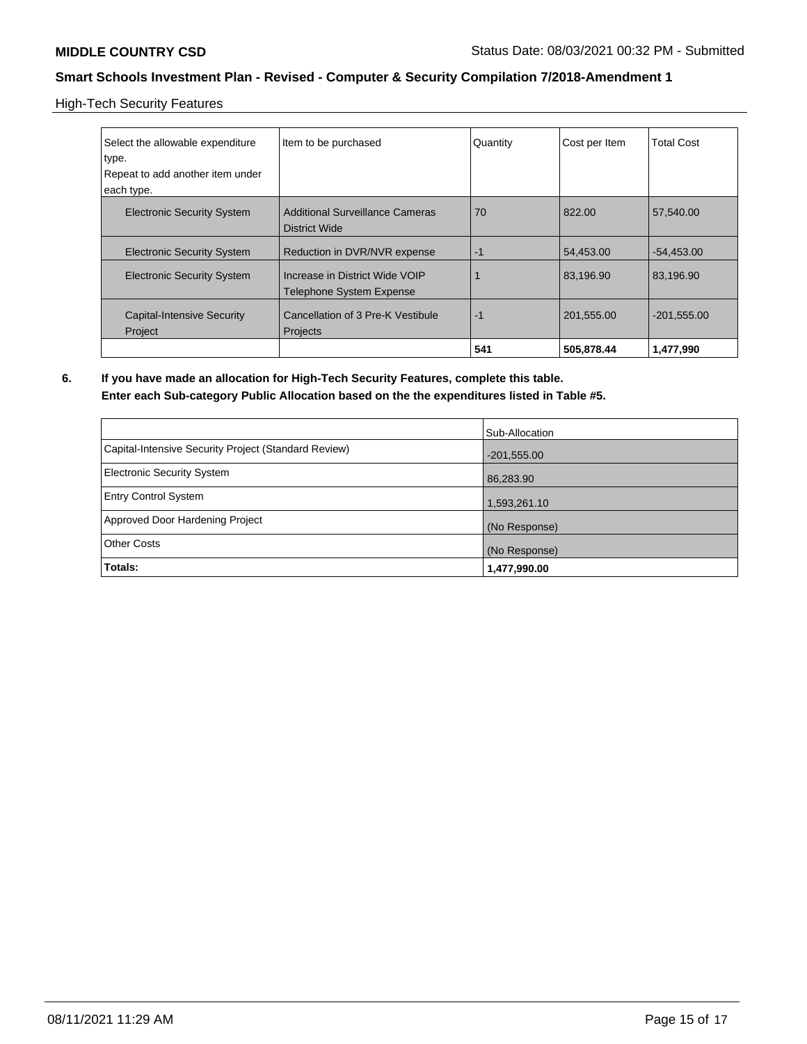High-Tech Security Features

| Select the allowable expenditure type.<br>Repeat to add another item under each type. | Item to be purchased | Quantity | Cost per Item | Total Cost |
|---|---|---|---|---|
| Electronic Security System | Additional Surveillance Cameras District Wide | 70 | 822.00 | 57,540.00 |
| Electronic Security System | Reduction in DVR/NVR expense | -1 | 54,453.00 | -54,453.00 |
| Electronic Security System | Increase in District Wide VOIP Telephone System Expense | 1 | 83,196.90 | 83,196.90 |
| Capital-Intensive Security Project | Cancellation of 3 Pre-K Vestibule Projects | -1 | 201,555.00 | -201,555.00 |
| | | **541** | **505,878.44** | **1,477,990** |

**6. If you have made an allocation for High-Tech Security Features, complete this table. Enter each Sub-category Public Allocation based on the the expenditures listed in Table #5.**

| | Sub-Allocation |
|---|---|
| Capital-Intensive Security Project (Standard Review) | -201,555.00 |
| Electronic Security System | 86,283.90 |
| Entry Control System | 1,593,261.10 |
| Approved Door Hardening Project | (No Response) |
| Other Costs | (No Response) |
| **Totals:** | **1,477,990.00** |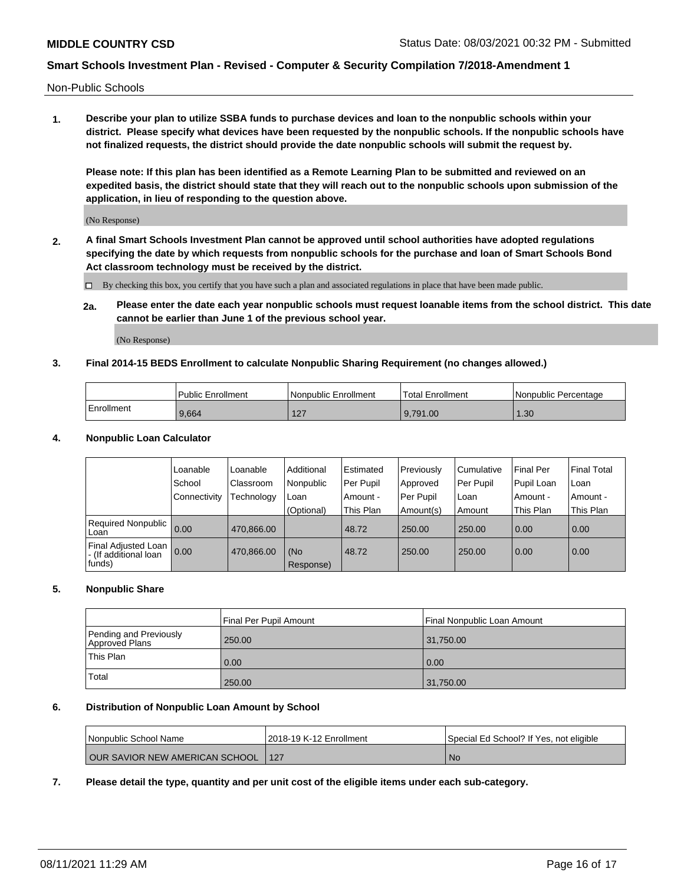Non-Public Schools

**1. Describe your plan to utilize SSBA funds to purchase devices and loan to the nonpublic schools within your district. Please specify what devices have been requested by the nonpublic schools. If the nonpublic schools have not finalized requests, the district should provide the date nonpublic schools will submit the request by.**

**Please note: If this plan has been identified as a Remote Learning Plan to be submitted and reviewed on an expedited basis, the district should state that they will reach out to the nonpublic schools upon submission of the application, in lieu of responding to the question above.**

(No Response)

**2. A final Smart Schools Investment Plan cannot be approved until school authorities have adopted regulations specifying the date by which requests from nonpublic schools for the purchase and loan of Smart Schools Bond Act classroom technology must be received by the district.**

☐ By checking this box, you certify that you have such a plan and associated regulations in place that have been made public.

**2a. Please enter the date each year nonpublic schools must request loanable items from the school district. This date cannot be earlier than June 1 of the previous school year.**

(No Response)

**3. Final 2014-15 BEDS Enrollment to calculate Nonpublic Sharing Requirement (no changes allowed.)**

| | Public Enrollment | Nonpublic Enrollment | Total Enrollment | Nonpublic Percentage |
|---|---|---|---|---|
| Enrollment | 9,664 | 127 | 9,791.00 | 1.30 |

**4. Nonpublic Loan Calculator**

| | Loanable School Connectivity | Loanable Classroom Technology | Additional Nonpublic Loan (Optional) | Estimated Per Pupil Amount - This Plan | Previously Approved Per Pupil Amount(s) | Cumulative Per Pupil Loan Amount | Final Per Pupil Loan Amount - This Plan | Final Total Loan Amount - This Plan |
|---|---|---|---|---|---|---|---|---|
| Required Nonpublic Loan | 0.00 | 470,866.00 | | 48.72 | 250.00 | 250.00 | 0.00 | 0.00 |
| Final Adjusted Loan - (If additional loan funds) | 0.00 | 470,866.00 | (No Response) | 48.72 | 250.00 | 250.00 | 0.00 | 0.00 |

**5. Nonpublic Share**

| | Final Per Pupil Amount | Final Nonpublic Loan Amount |
|---|---|---|
| Pending and Previously Approved Plans | 250.00 | 31,750.00 |
| This Plan | 0.00 | 0.00 |
| Total | 250.00 | 31,750.00 |

**6. Distribution of Nonpublic Loan Amount by School**

| Nonpublic School Name | 2018-19 K-12 Enrollment | Special Ed School? If Yes, not eligible |
|---|---|---|
| OUR SAVIOR NEW AMERICAN SCHOOL | 127 | No |

**7. Please detail the type, quantity and per unit cost of the eligible items under each sub-category.**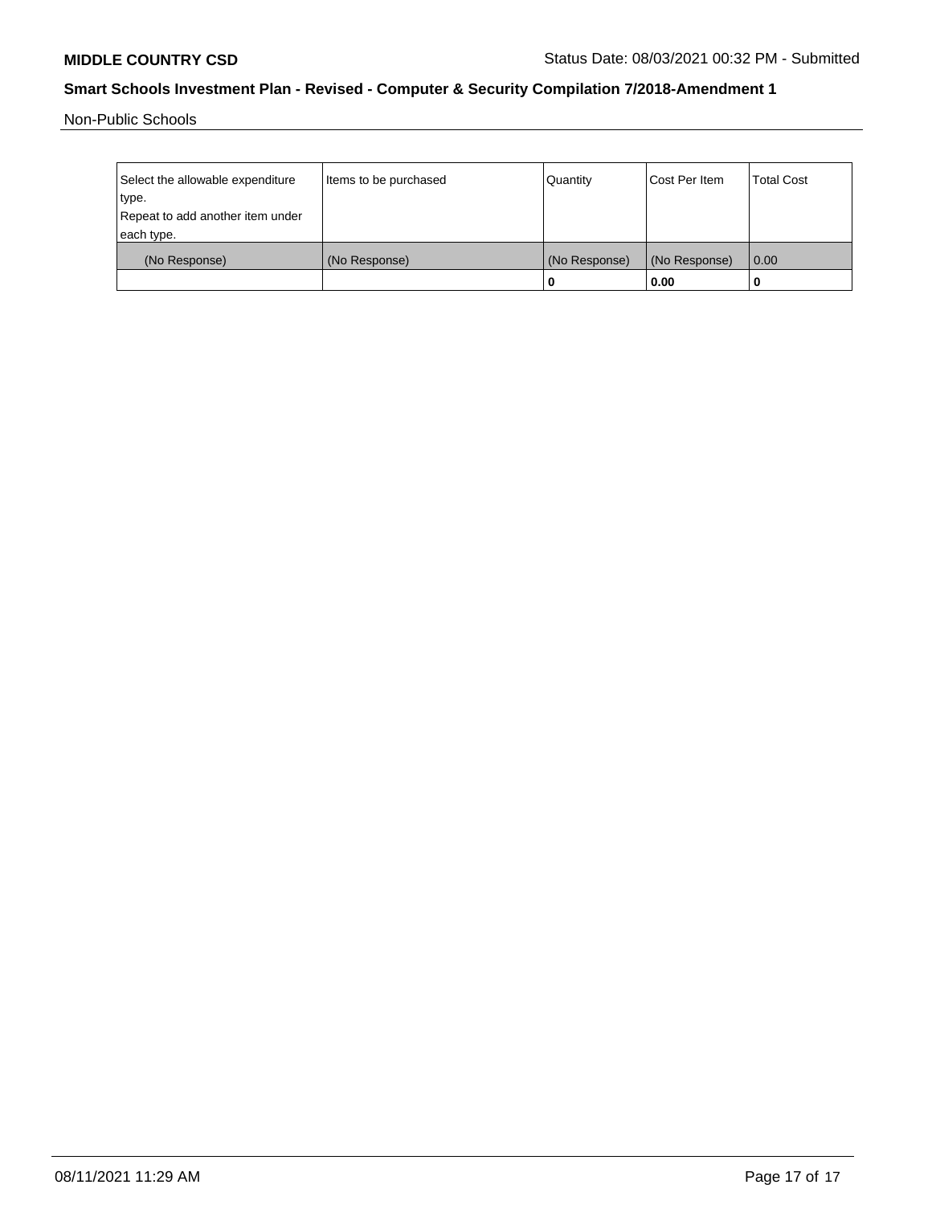Non-Public Schools

| Select the allowable expenditure type. Repeat to add another item under each type. | Items to be purchased | Quantity | Cost Per Item | Total Cost |
|---|---|---|---|---|
| (No Response) | (No Response) | (No Response) | (No Response) | 0.00 |
| | | **0** | **0.00** | **0** |